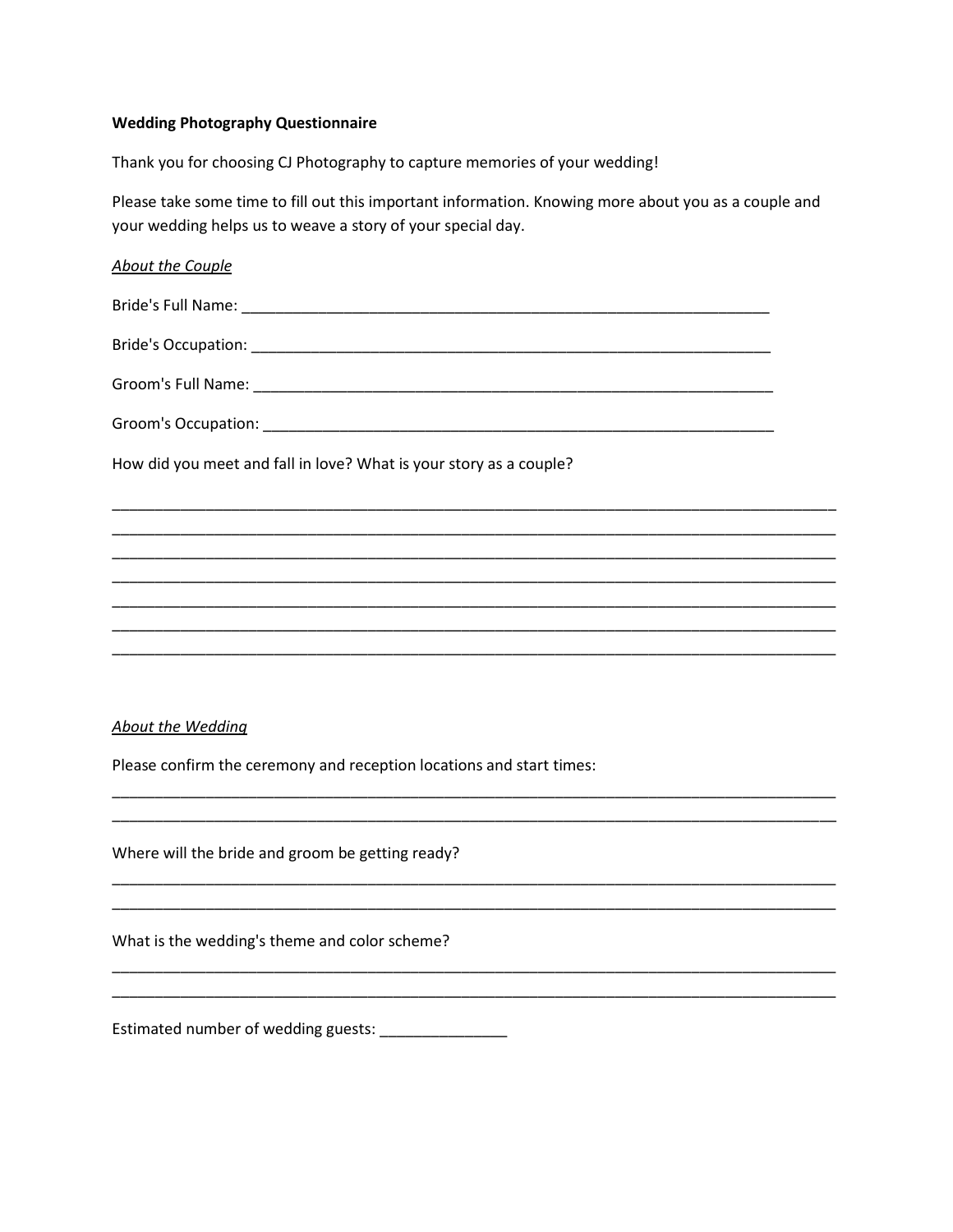**Wedding Photography Questionnaire**

Thank you for choosing CJ Photography to capture memories of your wedding!

Please take some time to fill out this important information. Knowing more about you as a couple and your wedding helps us to weave a story of your special day.

*About the Couple*

Bride's Full Name: ________________________________________________________________

Bride's Occupation: _______________________________________________________________

Groom's Full Name: _______________________________________________________________

Groom's Occupation: ______________________________________________________________

How did you meet and fall in love? What is your story as a couple?

_____________________________________________________________________________________
_____________________________________________________________________________________
_____________________________________________________________________________________
_____________________________________________________________________________________
_____________________________________________________________________________________
_____________________________________________________________________________________
_____________________________________________________________________________________

*About the Wedding*

Please confirm the ceremony and reception locations and start times:

_____________________________________________________________________________________
_____________________________________________________________________________________

Where will the bride and groom be getting ready?

_____________________________________________________________________________________
_____________________________________________________________________________________

What is the wedding's theme and color scheme?

_____________________________________________________________________________________
_____________________________________________________________________________________

Estimated number of wedding guests: _______________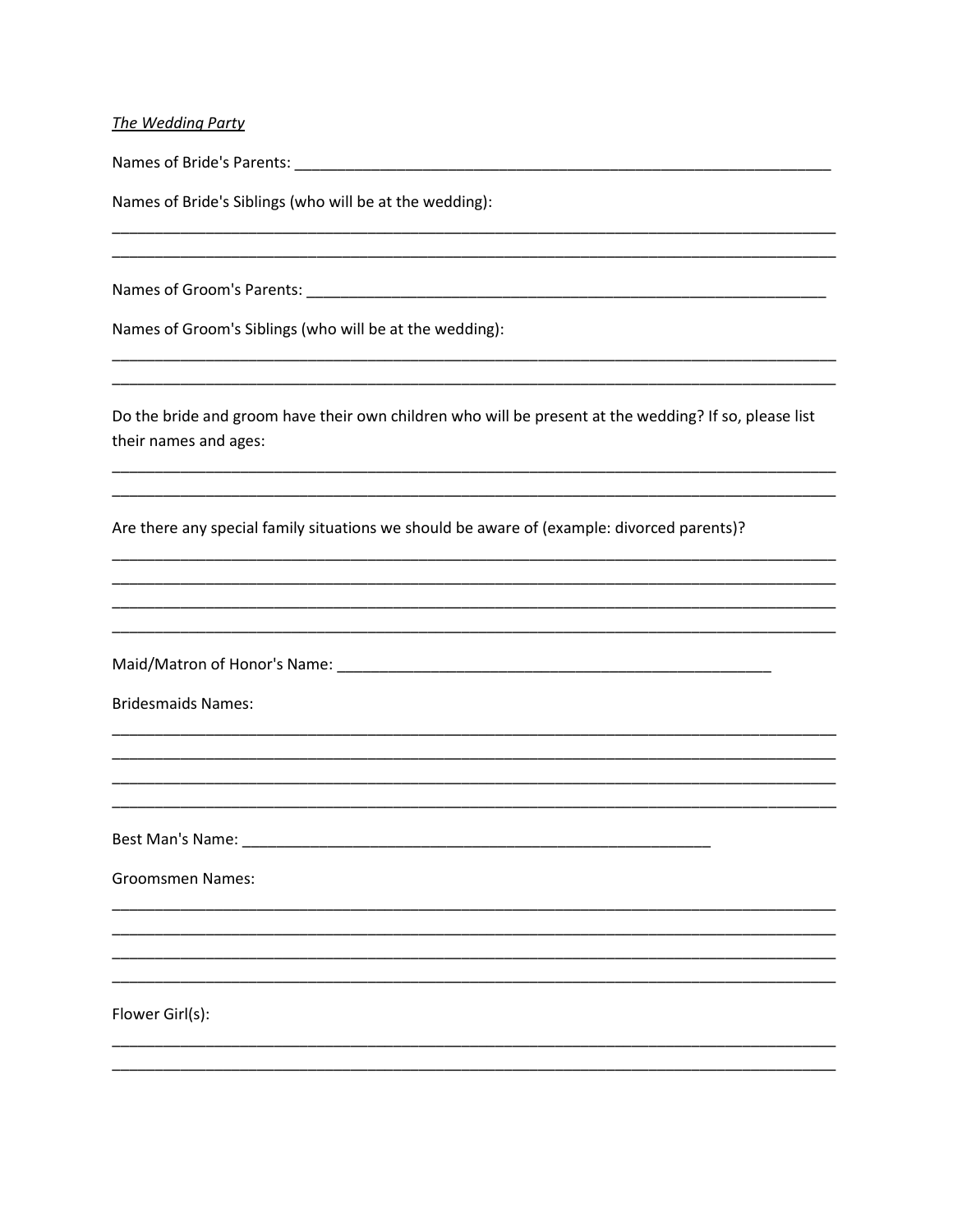*The Wedding Party*

Names of Bride's Parents: ___________________________________________________________________

Names of Bride's Siblings (who will be at the wedding):

_____________________________________________________________________________________________
_____________________________________________________________________________________________

Names of Groom's Parents: __________________________________________________________________

Names of Groom's Siblings (who will be at the wedding):

_____________________________________________________________________________________________
_____________________________________________________________________________________________

Do the bride and groom have their own children who will be present at the wedding? If so, please list their names and ages:

_____________________________________________________________________________________________
_____________________________________________________________________________________________

Are there any special family situations we should be aware of (example: divorced parents)?

_____________________________________________________________________________________________
_____________________________________________________________________________________________
_____________________________________________________________________________________________
_____________________________________________________________________________________________

Maid/Matron of Honor's Name: ________________________________________________________

Bridesmaids Names:

_____________________________________________________________________________________________
_____________________________________________________________________________________________
_____________________________________________________________________________________________
_____________________________________________________________________________________________

Best Man's Name: ___________________________________________________________

Groomsmen Names:

_____________________________________________________________________________________________
_____________________________________________________________________________________________
_____________________________________________________________________________________________
_____________________________________________________________________________________________

Flower Girl(s):

_____________________________________________________________________________________________
_____________________________________________________________________________________________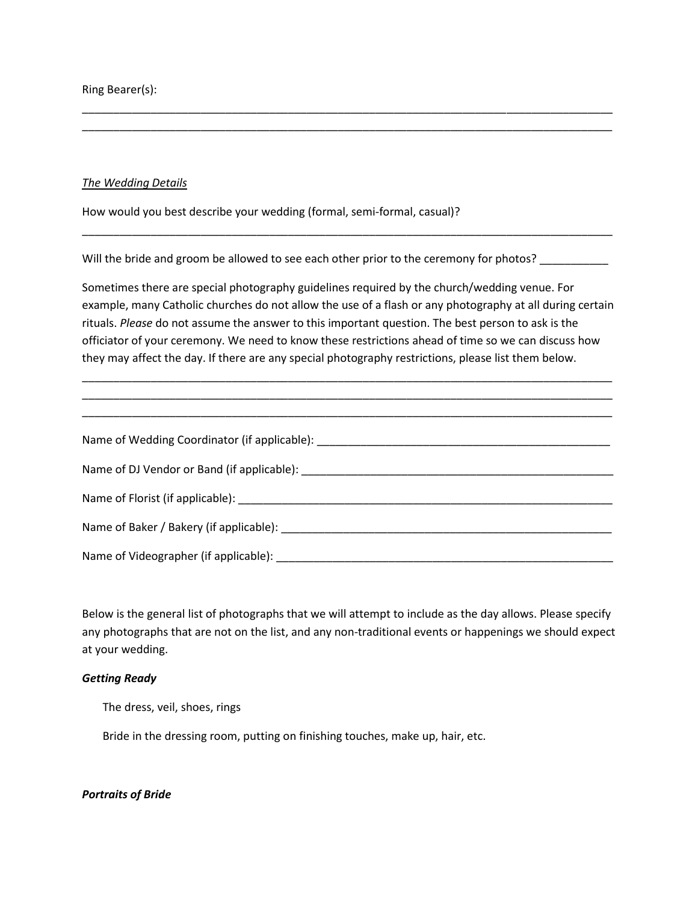Ring Bearer(s):

_______________________________________________________________________________________
_______________________________________________________________________________________

*The Wedding Details*

How would you best describe your wedding (formal, semi-formal, casual)?

_______________________________________________________________________________________

Will the bride and groom be allowed to see each other prior to the ceremony for photos? ___________

Sometimes there are special photography guidelines required by the church/wedding venue. For example, many Catholic churches do not allow the use of a flash or any photography at all during certain rituals. *Please* do not assume the answer to this important question. The best person to ask is the officiator of your ceremony. We need to know these restrictions ahead of time so we can discuss how they may affect the day. If there are any special photography restrictions, please list them below.

_______________________________________________________________________________________
_______________________________________________________________________________________
_______________________________________________________________________________________

Name of Wedding Coordinator (if applicable): ________________________________________________

Name of DJ Vendor or Band (if applicable): __________________________________________________

Name of Florist (if applicable): ____________________________________________________________

Name of Baker / Bakery (if applicable): ______________________________________________________

Name of Videographer (if applicable): _______________________________________________________

Below is the general list of photographs that we will attempt to include as the day allows. Please specify any photographs that are not on the list, and any non-traditional events or happenings we should expect at your wedding.

***Getting Ready***

The dress, veil, shoes, rings

Bride in the dressing room, putting on finishing touches, make up, hair, etc.

***Portraits of Bride***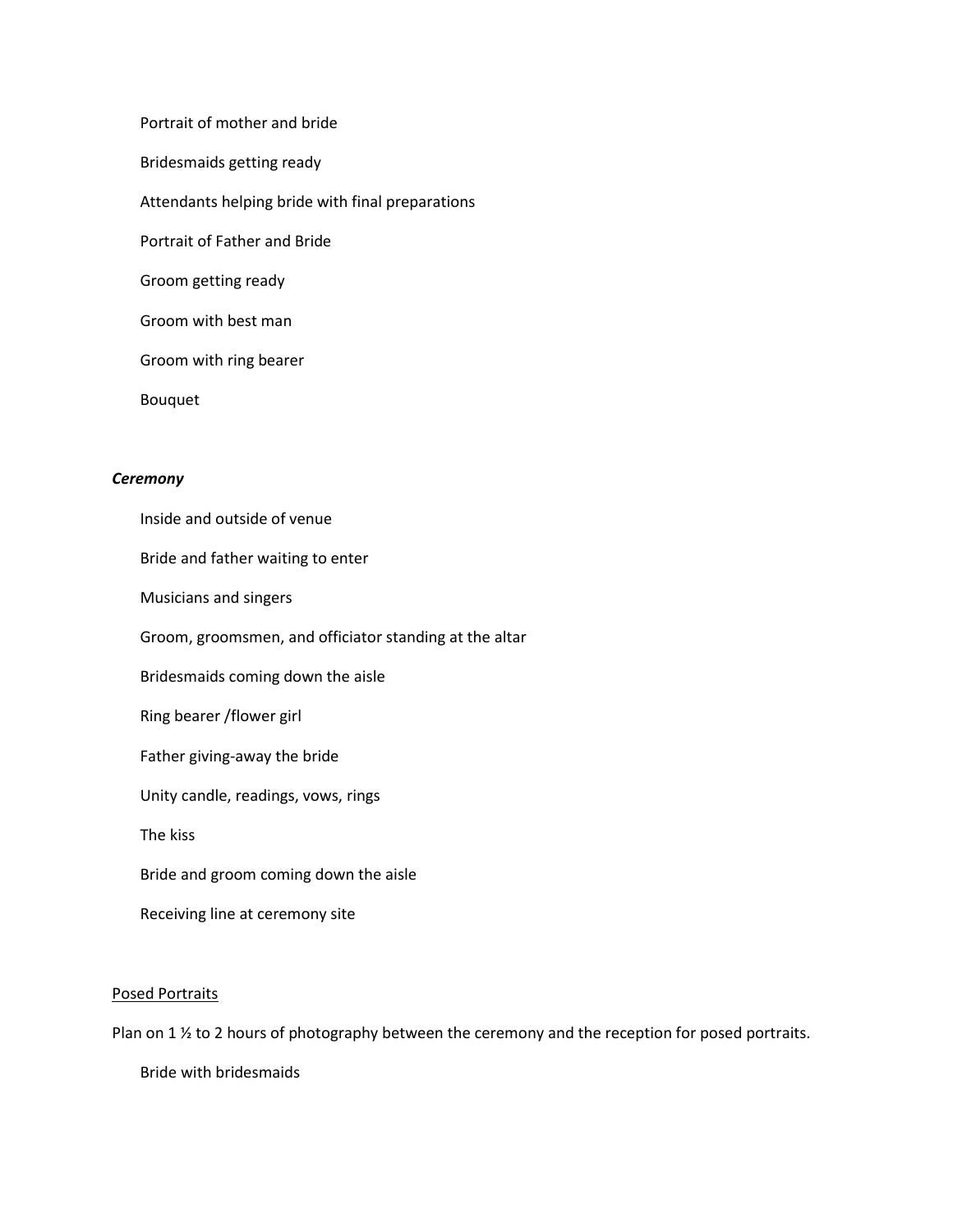Portrait of mother and bride

Bridesmaids getting ready

Attendants helping bride with final preparations

Portrait of Father and Bride

Groom getting ready

Groom with best man

Groom with ring bearer

Bouquet

***Ceremony***

Inside and outside of venue

Bride and father waiting to enter

Musicians and singers

Groom, groomsmen, and officiator standing at the altar

Bridesmaids coming down the aisle

Ring bearer /flower girl

Father giving-away the bride

Unity candle, readings, vows, rings

The kiss

Bride and groom coming down the aisle

Receiving line at ceremony site

<u>Posed Portraits</u>

Plan on 1 ½ to 2 hours of photography between the ceremony and the reception for posed portraits.

Bride with bridesmaids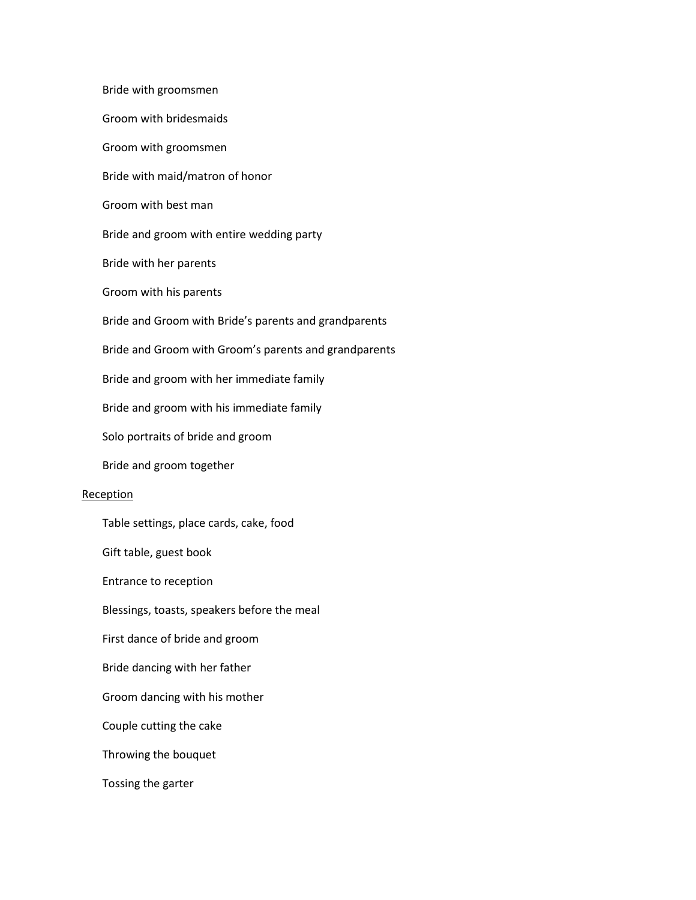Bride with groomsmen

Groom with bridesmaids

Groom with groomsmen

Bride with maid/matron of honor

Groom with best man

Bride and groom with entire wedding party

Bride with her parents

Groom with his parents

Bride and Groom with Bride's parents and grandparents

Bride and Groom with Groom's parents and grandparents

Bride and groom with her immediate family

Bride and groom with his immediate family

Solo portraits of bride and groom

Bride and groom together

<u>Reception</u>

Table settings, place cards, cake, food

Gift table, guest book

Entrance to reception

Blessings, toasts, speakers before the meal

First dance of bride and groom

Bride dancing with her father

Groom dancing with his mother

Couple cutting the cake

Throwing the bouquet

Tossing the garter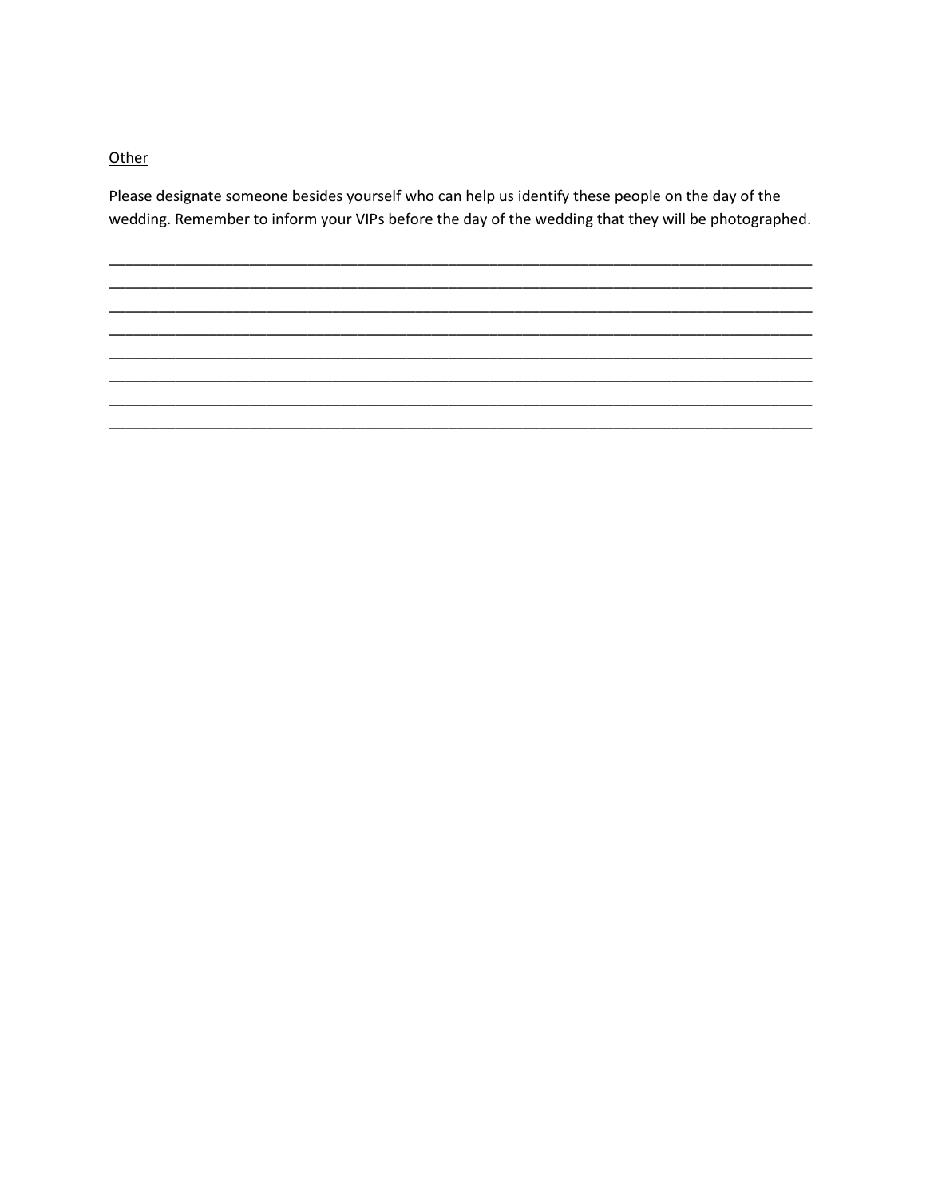<u>Other</u>

Please designate someone besides yourself who can help us identify these people on the day of the wedding. Remember to inform your VIPs before the day of the wedding that they will be photographed.

_______________________________________________________________________________________
_______________________________________________________________________________________
_______________________________________________________________________________________
_______________________________________________________________________________________
_______________________________________________________________________________________
_______________________________________________________________________________________
_______________________________________________________________________________________
_______________________________________________________________________________________